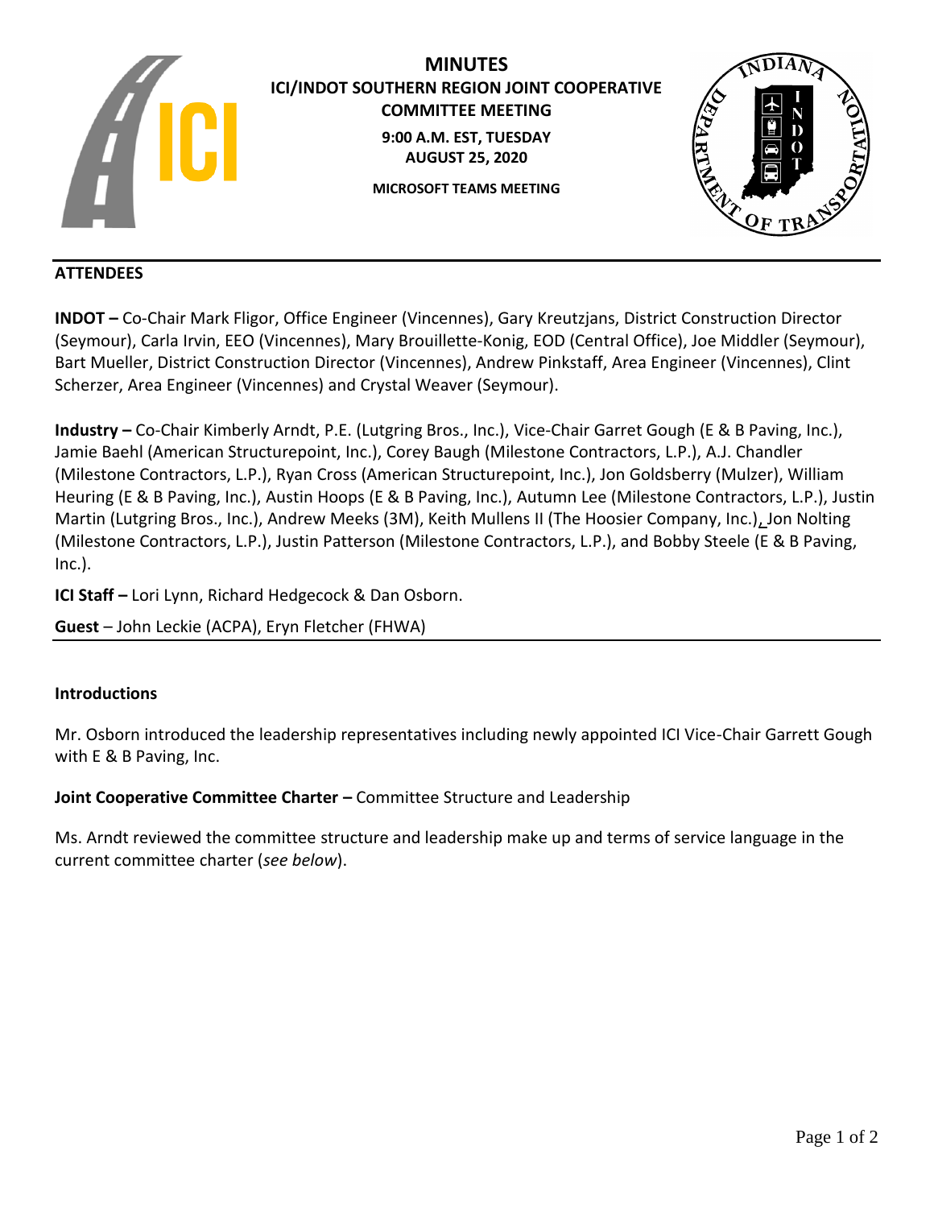# MINUTES

## ICI/INDOT SOUTHERN REGION JOINT COOPERATIVE COMMITTEE MEETING

**9:00 A.M. EST, TUESDAY AUGUST 25, 2020**

**MICROSOFT TEAMS MEETING**

### ATTENDEES

**INDOT –** Co-Chair Mark Fligor, Office Engineer (Vincennes), Gary Kreutzjans, District Construction Director (Seymour), Carla Irvin, EEO (Vincennes), Mary Brouillette-Konig, EOD (Central Office), Joe Middler (Seymour), Bart Mueller, District Construction Director (Vincennes), Andrew Pinkstaff, Area Engineer (Vincennes), Clint Scherzer, Area Engineer (Vincennes) and Crystal Weaver (Seymour).

**Industry –** Co-Chair Kimberly Arndt, P.E. (Lutgring Bros., Inc.), Vice-Chair Garret Gough (E & B Paving, Inc.), Jamie Baehl (American Structurepoint, Inc.), Corey Baugh (Milestone Contractors, L.P.), A.J. Chandler (Milestone Contractors, L.P.), Ryan Cross (American Structurepoint, Inc.), Jon Goldsberry (Mulzer), William Heuring (E & B Paving, Inc.), Austin Hoops (E & B Paving, Inc.), Autumn Lee (Milestone Contractors, L.P.), Justin Martin (Lutgring Bros., Inc.), Andrew Meeks (3M), Keith Mullens II (The Hoosier Company, Inc.), Jon Nolting (Milestone Contractors, L.P.), Justin Patterson (Milestone Contractors, L.P.), and Bobby Steele (E & B Paving, Inc.).

**ICI Staff –** Lori Lynn, Richard Hedgecock & Dan Osborn.

**Guest** – John Leckie (ACPA), Eryn Fletcher (FHWA)

### Introductions

Mr. Osborn introduced the leadership representatives including newly appointed ICI Vice-Chair Garrett Gough with E & B Paving, Inc.

**Joint Cooperative Committee Charter –** Committee Structure and Leadership

Ms. Arndt reviewed the committee structure and leadership make up and terms of service language in the current committee charter (*see below*).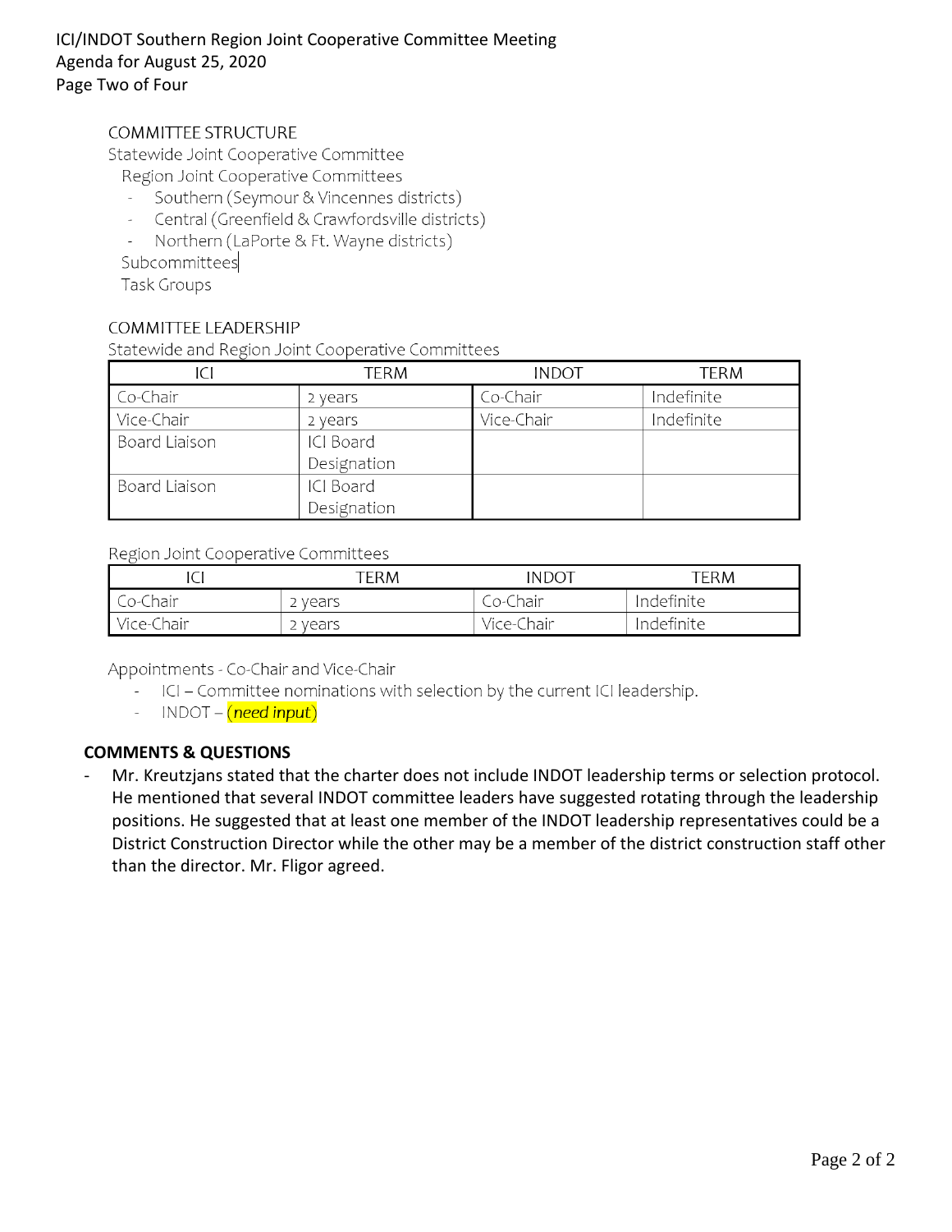COMMITTEE STRUCTURE

Statewide Joint Cooperative Committee

Region Joint Cooperative Committees

- Southern (Seymour & Vincennes districts)
- Central (Greenfield & Crawfordsville districts)
- Northern (LaPorte & Ft. Wayne districts)

Subcommittees

Task Groups

COMMITTEE LEADERSHIP

Statewide and Region Joint Cooperative Committees

| ICI | TERM | INDOT | TERM |
|---|---|---|---|
| Co-Chair | 2 years | Co-Chair | Indefinite |
| Vice-Chair | 2 years | Vice-Chair | Indefinite |
| Board Liaison | ICI Board Designation | | |
| Board Liaison | ICI Board Designation | | |

Region Joint Cooperative Committees

| ICI | TERM | INDOT | TERM |
|---|---|---|---|
| Co-Chair | 2 years | Co-Chair | Indefinite |
| Vice-Chair | 2 years | Vice-Chair | Indefinite |

Appointments - Co-Chair and Vice-Chair

- ICI – Committee nominations with selection by the current ICI leadership.
- INDOT – (*need input*)

**COMMENTS & QUESTIONS**

- Mr. Kreutzjans stated that the charter does not include INDOT leadership terms or selection protocol. He mentioned that several INDOT committee leaders have suggested rotating through the leadership positions. He suggested that at least one member of the INDOT leadership representatives could be a District Construction Director while the other may be a member of the district construction staff other than the director. Mr. Fligor agreed.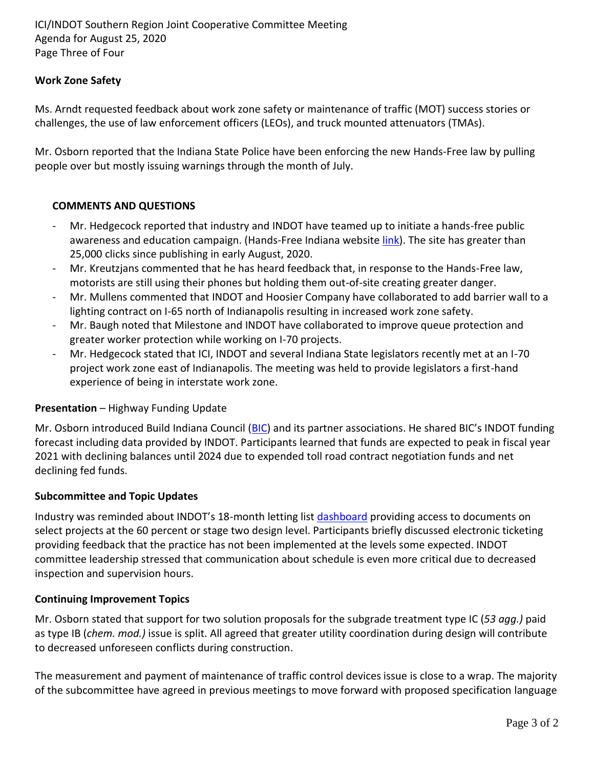## Work Zone Safety

Ms. Arndt requested feedback about work zone safety or maintenance of traffic (MOT) success stories or challenges, the use of law enforcement officers (LEOs), and truck mounted attenuators (TMAs).

Mr. Osborn reported that the Indiana State Police have been enforcing the new Hands-Free law by pulling people over but mostly issuing warnings through the month of July.

### COMMENTS AND QUESTIONS

- Mr. Hedgecock reported that industry and INDOT have teamed up to initiate a hands-free public awareness and education campaign. (Hands-Free Indiana website link). The site has greater than 25,000 clicks since publishing in early August, 2020.
- Mr. Kreutzjans commented that he has heard feedback that, in response to the Hands-Free law, motorists are still using their phones but holding them out-of-site creating greater danger.
- Mr. Mullens commented that INDOT and Hoosier Company have collaborated to add barrier wall to a lighting contract on I-65 north of Indianapolis resulting in increased work zone safety.
- Mr. Baugh noted that Milestone and INDOT have collaborated to improve queue protection and greater worker protection while working on I-70 projects.
- Mr. Hedgecock stated that ICI, INDOT and several Indiana State legislators recently met at an I-70 project work zone east of Indianapolis. The meeting was held to provide legislators a first-hand experience of being in interstate work zone.

**Presentation** – Highway Funding Update

Mr. Osborn introduced Build Indiana Council (BIC) and its partner associations. He shared BIC's INDOT funding forecast including data provided by INDOT. Participants learned that funds are expected to peak in fiscal year 2021 with declining balances until 2024 due to expended toll road contract negotiation funds and net declining fed funds.

## Subcommittee and Topic Updates

Industry was reminded about INDOT's 18-month letting list dashboard providing access to documents on select projects at the 60 percent or stage two design level. Participants briefly discussed electronic ticketing providing feedback that the practice has not been implemented at the levels some expected. INDOT committee leadership stressed that communication about schedule is even more critical due to decreased inspection and supervision hours.

## Continuing Improvement Topics

Mr. Osborn stated that support for two solution proposals for the subgrade treatment type IC (*53 agg.)* paid as type IB (*chem. mod.)* issue is split. All agreed that greater utility coordination during design will contribute to decreased unforeseen conflicts during construction.

The measurement and payment of maintenance of traffic control devices issue is close to a wrap. The majority of the subcommittee have agreed in previous meetings to move forward with proposed specification language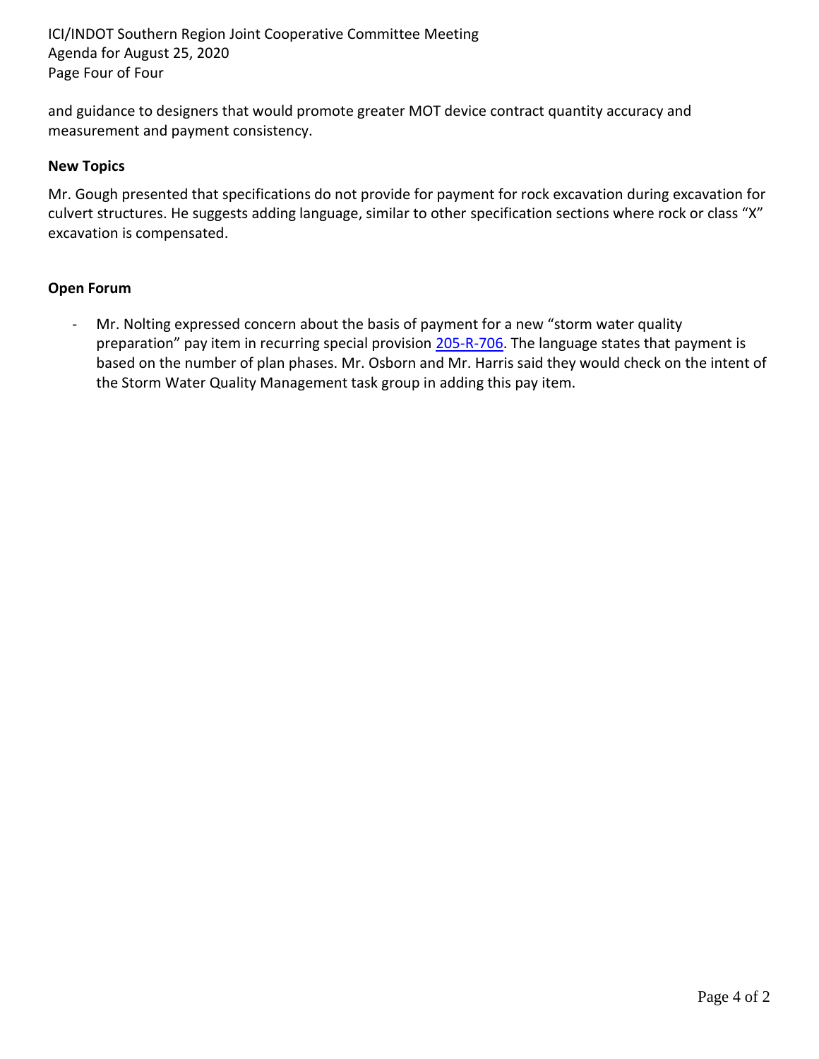and guidance to designers that would promote greater MOT device contract quantity accuracy and measurement and payment consistency.

**New Topics**

Mr. Gough presented that specifications do not provide for payment for rock excavation during excavation for culvert structures. He suggests adding language, similar to other specification sections where rock or class "X" excavation is compensated.

**Open Forum**

- Mr. Nolting expressed concern about the basis of payment for a new "storm water quality preparation" pay item in recurring special provision 205-R-706. The language states that payment is based on the number of plan phases. Mr. Osborn and Mr. Harris said they would check on the intent of the Storm Water Quality Management task group in adding this pay item.